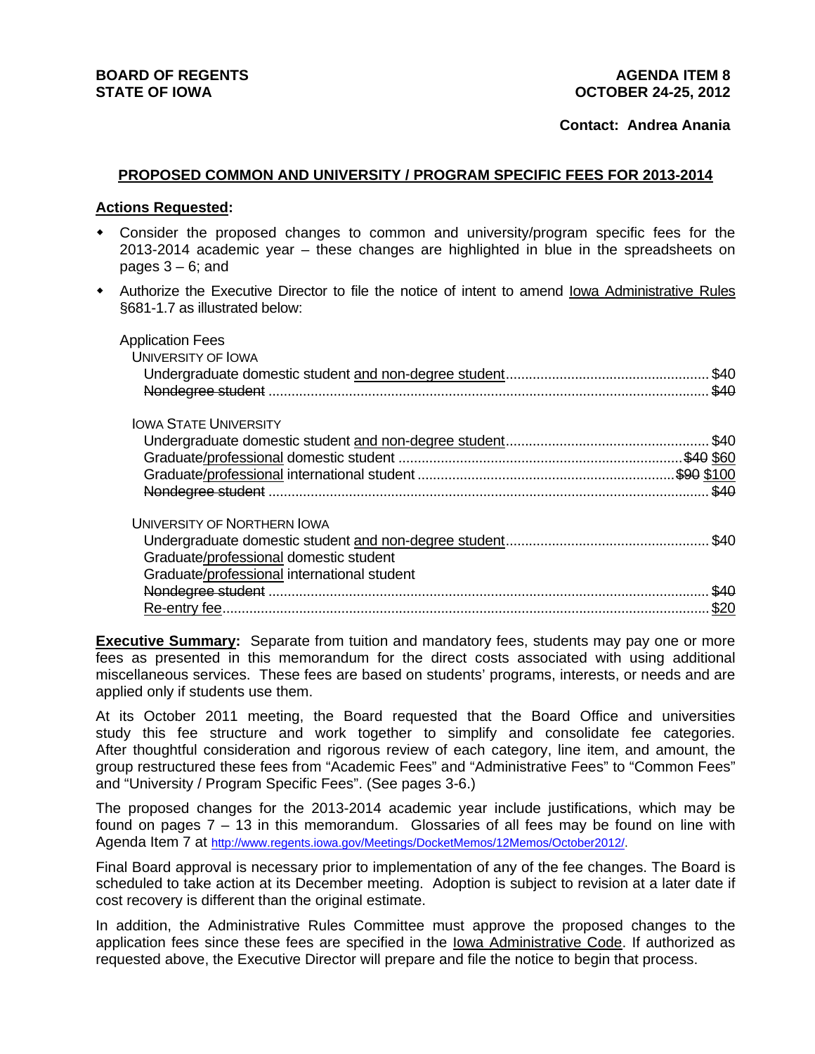**BOARD OF REGENTS**
**STATE OF IOWA**

**AGENDA ITEM 8**
**OCTOBER 24-25, 2012**

**Contact: Andrea Anania**

## PROPOSED COMMON AND UNIVERSITY / PROGRAM SPECIFIC FEES FOR 2013-2014

**Actions Requested:**

- Consider the proposed changes to common and university/program specific fees for the 2013-2014 academic year – these changes are highlighted in blue in the spreadsheets on pages 3 – 6; and
- Authorize the Executive Director to file the notice of intent to amend Iowa Administrative Rules §681-1.7 as illustrated below:

Application Fees

UNIVERSITY OF IOWA

- Undergraduate domestic student and non-degree student ........ $40
- ~~Nondegree student ........ $40~~

IOWA STATE UNIVERSITY

- Undergraduate domestic student and non-degree student ........ $40
- Graduate/professional domestic student ........ ~~$40~~ $60
- Graduate/professional international student ........ ~~$90~~ $100
- ~~Nondegree student ........ $40~~

UNIVERSITY OF NORTHERN IOWA

- Undergraduate domestic student and non-degree student ........ $40
- Graduate/professional domestic student
- Graduate/professional international student
- ~~Nondegree student ........ $40~~
- Re-entry fee ........ $20

**Executive Summary:** Separate from tuition and mandatory fees, students may pay one or more fees as presented in this memorandum for the direct costs associated with using additional miscellaneous services. These fees are based on students' programs, interests, or needs and are applied only if students use them.

At its October 2011 meeting, the Board requested that the Board Office and universities study this fee structure and work together to simplify and consolidate fee categories. After thoughtful consideration and rigorous review of each category, line item, and amount, the group restructured these fees from "Academic Fees" and "Administrative Fees" to "Common Fees" and "University / Program Specific Fees". (See pages 3-6.)

The proposed changes for the 2013-2014 academic year include justifications, which may be found on pages 7 – 13 in this memorandum. Glossaries of all fees may be found on line with Agenda Item 7 at http://www.regents.iowa.gov/Meetings/DocketMemos/12Memos/October2012/.

Final Board approval is necessary prior to implementation of any of the fee changes. The Board is scheduled to take action at its December meeting. Adoption is subject to revision at a later date if cost recovery is different than the original estimate.

In addition, the Administrative Rules Committee must approve the proposed changes to the application fees since these fees are specified in the Iowa Administrative Code. If authorized as requested above, the Executive Director will prepare and file the notice to begin that process.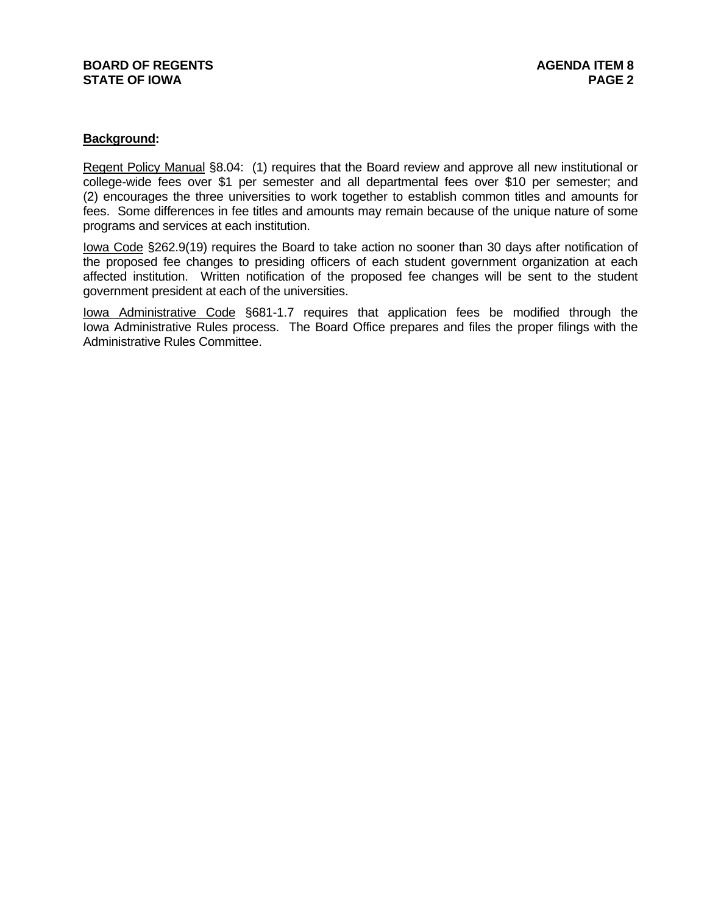**Background:**

Regent Policy Manual §8.04: (1) requires that the Board review and approve all new institutional or college-wide fees over $1 per semester and all departmental fees over $10 per semester; and (2) encourages the three universities to work together to establish common titles and amounts for fees. Some differences in fee titles and amounts may remain because of the unique nature of some programs and services at each institution.

Iowa Code §262.9(19) requires the Board to take action no sooner than 30 days after notification of the proposed fee changes to presiding officers of each student government organization at each affected institution. Written notification of the proposed fee changes will be sent to the student government president at each of the universities.

Iowa Administrative Code §681-1.7 requires that application fees be modified through the Iowa Administrative Rules process. The Board Office prepares and files the proper filings with the Administrative Rules Committee.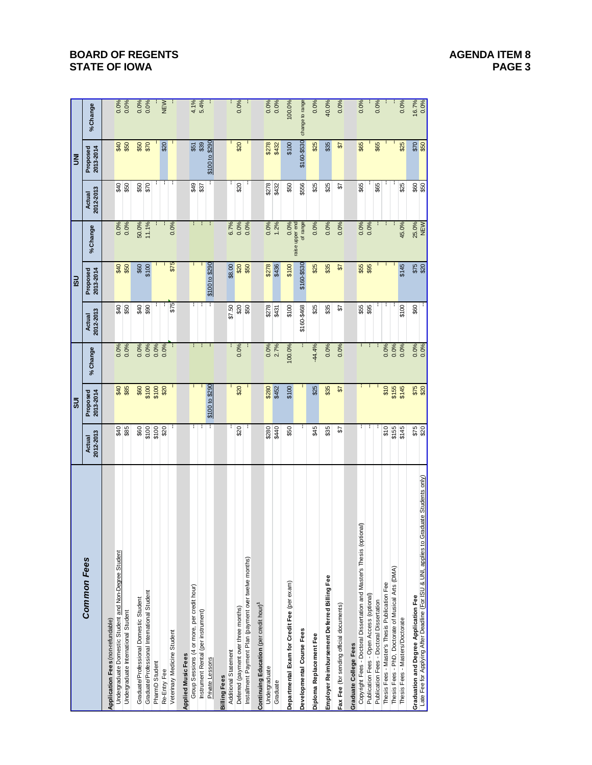| Common Fees | SUI | | | ISU | | | UNI | | |
|---|---|---|---|---|---|---|---|---|---|
| | Actual 2012-2013 | Proposed 2013-2014 | % Change | Actual 2012-2013 | Proposed 2013-2014 | % Change | Actual 2012-2013 | Proposed 2013-2014 | % Change |
| **Application Fees** (non-refundable) | | | | | | | | | |
| Undergraduate Domestic Student and Non-Degree Student | $40 | $40 | 0.0% | $40 | $40 | 0.0% | $40 | $40 | 0.0% |
| Undergraduate International Student | $85 | $85 | 0.0% | $50 | $50 | 0.0% | $50 | $50 | 0.0% |
| Graduate/Professional Domestic Student | $60 | $60 | 0.0% | $40 | $60 | 50.0% | $50 | $50 | 0.0% |
| Graduate/Professional International Student | $100 | $100 | 0.0% | $90 | $100 | 11.1% | $70 | $70 | 0.0% |
| PharmD Student | $100 | $100 | 0.0% | - | - | - | - | - | - |
| Re-Entry Fee | $20 | $20 | 0.0% | - | - | - | - | $20 | NEW |
| Veterinary Medicine Student | - | - | - | $75 | $75 | 0.0% | - | - | - |
| **Applied Music Fees** | | | | | | | | | |
| Group Sessions (4 or more, per credit hour) | - | - | - | - | - | - | $49 | $51 | 4.1% |
| Instrument Rental (per instrument) | - | - | - | - | - | - | $37 | $39 | 5.4% |
| Private Lessons | - | $100 to $290 | - | - | $100 to $290 | - | - | $100 to $290 | - |
| **Billing Fees** | | | | | | | | | |
| Additional Statement | - | - | - | $7.50 | $8.00 | 6.7% | - | - | - |
| Deferred (payment over three months) | $20 | $20 | 0.0% | $20 | $20 | 0.0% | $20 | $20 | 0.0% |
| Installment Payment Plan (payment over twelve months) | - | - | - | $50 | $50 | 0.0% | - | - | - |
| **Continuing Education** (per credit hour)[1] | | | | | | | | | |
| Undergraduate | $280 | $280 | 0.0% | $278 | $278 | 0.0% | $278 | $278 | 0.0% |
| Graduate | $440 | $452 | 2.7% | $431 | $436 | 1.2% | $432 | $432 | 0.0% |
| **Departmental Exam for Credit Fee** (per exam) | $50 | $100 | 100.0% | $100 | $100 | 0.0% | $50 | $100 | 100.0% |
| **Developmental Course Fees** | - | - | - | $160-$468 | $160-$530 | raise upper end of range | $556 | $160-$530 | change to range |
| **Diploma Replacement Fee** | $45 | $25 | -44.4% | $25 | $25 | 0.0% | $25 | $25 | 0.0% |
| **Employer Reimbursement Deferred Billing Fee** | $35 | $35 | 0.0% | $35 | $35 | 0.0% | $25 | $35 | 40.0% |
| **Fax Fee** (for sending official documents) | $7 | $7 | 0.0% | $7 | $7 | 0.0% | $7 | $7 | 0.0% |
| **Graduate College Fees** | | | | | | | | | |
| Copyright Fees - Doctoral Dissertation and Master's Thesis (optional) | - | - | - | $55 | $55 | 0.0% | $65 | $65 | 0.0% |
| Publication Fees - Open Access (optional) | - | - | - | $95 | $95 | 0.0% | - | - | - |
| Publication Fees - Doctoral Dissertation | - | - | - | - | - | - | $65 | $65 | 0.0% |
| Thesis Fees - Master's Thesis Publication Fee | $10 | $10 | 0.0% | - | - | - | - | - | - |
| Thesis Fees - PhD, Doctorate of Musical Arts (DMA) | $155 | $155 | 0.0% | - | - | - | - | - | - |
| Thesis Fees - Masters/Doctorate | $145 | $145 | 0.0% | $100 | $145 | 45.0% | $25 | $25 | 0.0% |
| **Graduation and Degree Application Fee** | $75 | $75 | 0.0% | $60 | $75 | 25.0% | $60 | $70 | 16.7% |
| Late Fee for Applying After Deadline (For ISU & UNI, applies to Graduate Students only) | $20 | $20 | 0.0% | - | $20 | NEW | $50 | $50 | 0.0% |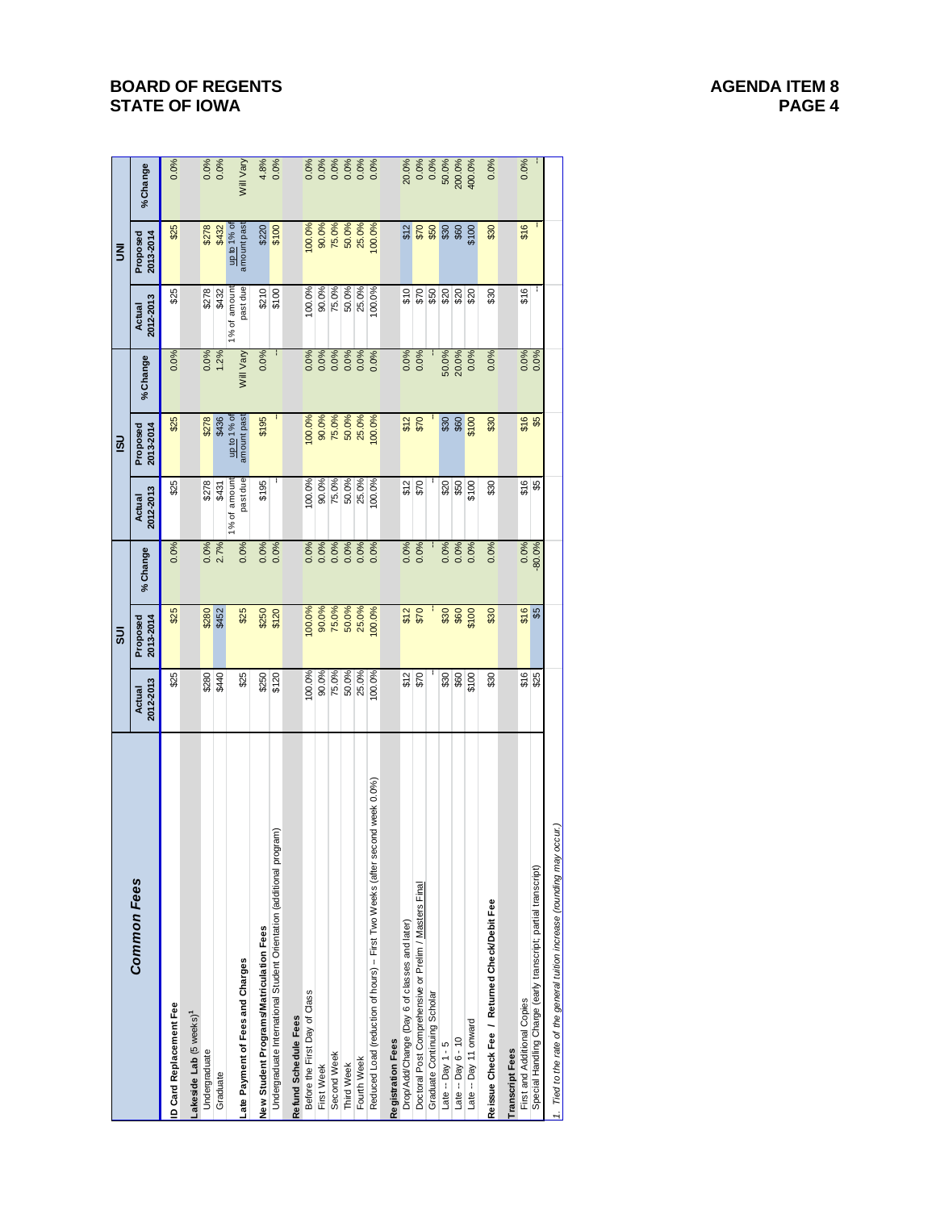# BOARD OF REGENTS
# STATE OF IOWA

**AGENDA ITEM 8**
**PAGE 4**

| Common Fees | SUI Actual 2012-2013 | SUI Proposed 2013-2014 | SUI % Change | ISU Actual 2012-2013 | ISU Proposed 2013-2014 | ISU % Change | UNI Actual 2012-2013 | UNI Proposed 2013-2014 | UNI % Change |
|---|---|---|---|---|---|---|---|---|---|
| **ID Card Replacement Fee** | $25 | $25 | 0.0% | $25 | $25 | 0.0% | $25 | $25 | 0.0% |
| **Lakeside Lab** (5 weeks)[1] | | | | | | | | | |
| Undergraduate | $280 | $280 | 0.0% | $278 | $278 | 0.0% | $278 | $278 | 0.0% |
| Graduate | $440 | $452 | 2.7% | $431 | $436 | 1.2% | $432 | $432 | 0.0% |
| **Late Payment of Fees and Charges** | $25 | $25 | 0.0% | 1% of amount past due | up to 1% of amount past | Will Vary | 1% of amount past due | up to 1% of amount past | Will Vary |
| **New Student Programs/Matriculation Fees** | $250 | $250 | 0.0% | $195 | $195 | 0.0% | $210 | $220 | 4.8% |
| Undergraduate International Student Orientation (additional program) | $120 | $120 | 0.0% | - | - | - | $100 | $100 | 0.0% |
| **Refund Schedule Fees** | | | | | | | | | |
| Before the First Day of Class | 100.0% | 100.0% | 0.0% | 100.0% | 100.0% | 0.0% | 100.0% | 100.0% | 0.0% |
| First Week | 90.0% | 90.0% | 0.0% | 90.0% | 90.0% | 0.0% | 90.0% | 90.0% | 0.0% |
| Second Week | 75.0% | 75.0% | 0.0% | 75.0% | 75.0% | 0.0% | 75.0% | 75.0% | 0.0% |
| Third Week | 50.0% | 50.0% | 0.0% | 50.0% | 50.0% | 0.0% | 50.0% | 50.0% | 0.0% |
| Fourth Week | 25.0% | 25.0% | 0.0% | 25.0% | 25.0% | 0.0% | 25.0% | 25.0% | 0.0% |
| Reduced Load (reduction of hours) -- First Two Weeks (after second week 0.0%) | 100.0% | 100.0% | 0.0% | 100.0% | 100.0% | 0.0% | 100.0% | 100.0% | 0.0% |
| **Registration Fees** | | | | | | | | | |
| Drop/Add/Change (Day 6 of classes and later) | $12 | $12 | 0.0% | $12 | $12 | 0.0% | $10 | $12 | 20.0% |
| Doctoral Post Comprehensive or Prelim / Masters Final | $70 | $70 | 0.0% | $70 | $70 | 0.0% | $70 | $70 | 0.0% |
| Graduate Continuing Scholar | - | - | - | - | - | - | $50 | $50 | 0.0% |
| Late -- Day 1 - 5 | $30 | $30 | 0.0% | $20 | $30 | 50.0% | $20 | $30 | 50.0% |
| Late -- Day 6 - 10 | $60 | $60 | 0.0% | $50 | $60 | 20.0% | $20 | $60 | 200.0% |
| Late -- Day 11 onward | $100 | $100 | 0.0% | $100 | $100 | 0.0% | $20 | $100 | 400.0% |
| **Reissue Check Fee / Returned Check/Debit Fee** | $30 | $30 | 0.0% | $30 | $30 | 0.0% | $30 | $30 | 0.0% |
| **Transcript Fees** | | | | | | | | | |
| First and Additional Copies | $16 | $16 | 0.0% | $16 | $16 | 0.0% | $16 | $16 | 0.0% |
| Special Handling Charge (early transcript; partial transcript) | $25 | $5 | -80.0% | $5 | $5 | 0.0% | - | - | - |

*1. Tied to the rate of the general tuition increase (rounding may occur.)*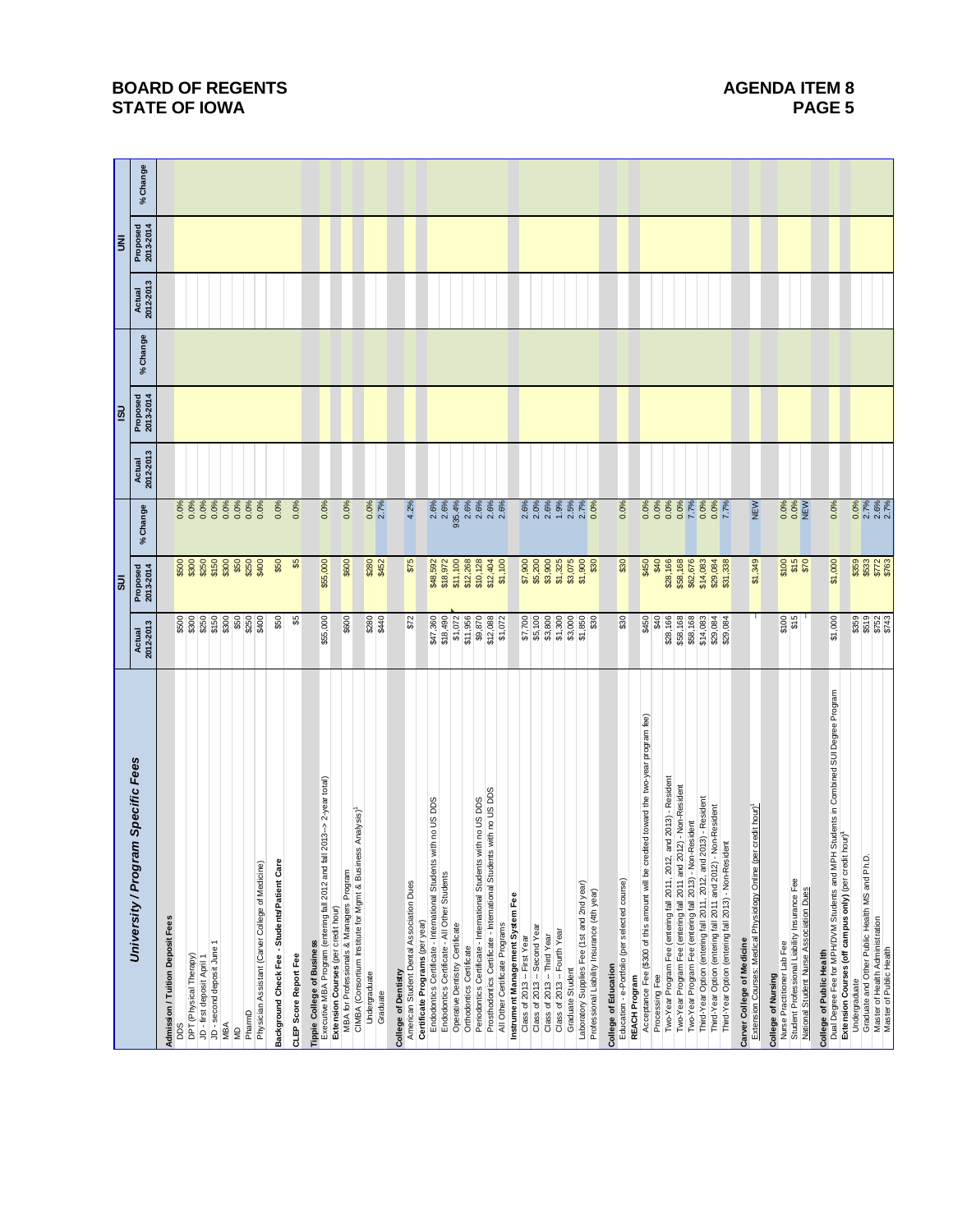# BOARD OF REGENTS STATE OF IOWA

## AGENDA ITEM 8 PAGE 5

| University / Program Specific Fees | SUI Actual 2012-2013 | SUI Proposed 2013-2014 | SUI % Change | ISU Actual 2012-2013 | ISU Proposed 2013-2014 | ISU % Change | UNI Actual 2012-2013 | UNI Proposed 2013-2014 | UNI % Change |
|---|---|---|---|---|---|---|---|---|---|
| **Admission / Tuition Deposit Fees** | | | | | | | | | |
| DDS | $500 | $500 | 0.0% | | | | | | |
| DPT (Physical Therapy) | $300 | $300 | 0.0% | | | | | | |
| JD - first deposit April 1 | $250 | $250 | 0.0% | | | | | | |
| JD - second deposit June 1 | $150 | $150 | 0.0% | | | | | | |
| MBA | $300 | $300 | 0.0% | | | | | | |
| MD | $50 | $50 | 0.0% | | | | | | |
| PharmD | $250 | $250 | 0.0% | | | | | | |
| Physician Assistant (Carver College of Medicine) | $400 | $400 | 0.0% | | | | | | |
| **Background Check Fee - Students/Patient Care** | $50 | $50 | 0.0% | | | | | | |
| **CLEP Score Report Fee** | $5 | $5 | 0.0% | | | | | | |
| **Tippie College of Business** | | | | | | | | | |
| Executive MBA Program (entering fall 2012 and fall 2013--> 2-year total) | $55,000 | $55,000 | 0.0% | | | | | | |
| **Extension Courses** (per credit hour) | | | | | | | | | |
| MBA for Professionals & Managers Program | $600 | $600 | 0.0% | | | | | | |
| CIMBA (Consortium Institute for Mgmt & Business Analysis)[1] | | | | | | | | | |
| Undergraduate | $280 | $280 | 0.0% | | | | | | |
| Graduate | $440 | $452 | 2.7% | | | | | | |
| **College of Dentistry** | | | | | | | | | |
| American Student Dental Association Dues | $72 | $75 | 4.2% | | | | | | |
| **Certificate Programs** (per year) | | | | | | | | | |
| Endodontics Certificate - International Students with no US DDS | $47,360 | $48,592 | 2.6% | | | | | | |
| Endodontics Certificate - All Other Students | $18,490 | $18,972 | 2.6% | | | | | | |
| Operative Dentistry Certificate | $1,072 | $11,100 | 935.4% | | | | | | |
| Orthodontics Certificate | $11,956 | $12,268 | 2.6% | | | | | | |
| Periodontics Certificate - International Students with no US DDS | $9,870 | $10,128 | 2.6% | | | | | | |
| Prosthodontics Certificate - International Students with no US DDS | $12,088 | $12,404 | 2.6% | | | | | | |
| All Other Certificate Programs | $1,072 | $1,100 | 2.6% | | | | | | |
| **Instrument Management System Fee** | | | | | | | | | |
| Class of 2013 -- First Year | $7,700 | $7,900 | 2.6% | | | | | | |
| Class of 2013 -- Second Year | $5,100 | $5,200 | 2.0% | | | | | | |
| Class of 2013 -- Third Year | $3,800 | $3,900 | 2.6% | | | | | | |
| Class of 2013 -- Fourth Year | $1,300 | $1,325 | 1.9% | | | | | | |
| Graduate Student | $3,000 | $3,075 | 2.5% | | | | | | |
| Laboratory Supplies Fee (1st and 2nd year) | $1,850 | $1,900 | 2.7% | | | | | | |
| Professional Liability Insurance (4th year) | $30 | $30 | 0.0% | | | | | | |
| **College of Education** | | | | | | | | | |
| Education - e-Portfolio (per selected course) | $30 | $30 | 0.0% | | | | | | |
| **REACH Program** | | | | | | | | | |
| Acceptance Fee ($300 of this amount will be credited toward the two-year program fee) | $450 | $450 | 0.0% | | | | | | |
| Processing Fee | $40 | $40 | 0.0% | | | | | | |
| Two-Year Program Fee (entering fall 2011, 2012, and 2013) - Resident | $28,166 | $28,166 | 0.0% | | | | | | |
| Two-Year Program Fee (entering fall 2011 and 2012) - Non-Resident | $58,168 | $58,168 | 0.0% | | | | | | |
| Two-Year Program Fee (entering fall 2013) - Non-Resident | $58,168 | $62,676 | 7.7% | | | | | | |
| Third-Year Option (entering fall 2011, 2012, and 2013) - Resident | $14,083 | $14,083 | 0.0% | | | | | | |
| Third-Year Option (entering fall 2011 and 2012) - Non-Resident | $29,084 | $29,084 | 0.0% | | | | | | |
| Third-Year Option (entering fall 2013) - Non-Resident | $29,084 | $31,338 | 7.7% | | | | | | |
| **Carver College of Medicine** | | | | | | | | | |
| Extension Courses: Medical Physiology Online (per credit hour)[1] | -- | $1,349 | NEW | | | | | | |
| **College of Nursing** | | | | | | | | | |
| Nurse Practitioner Lab Fee | $100 | $100 | 0.0% | | | | | | |
| Student Professional Liability Insurance Fee | $15 | $15 | 0.0% | | | | | | |
| National Student Nurse Association Dues | -- | $70 | NEW | | | | | | |
| **College of Public Health** | | | | | | | | | |
| Dual Degree Fee for MPH/DVM Students and MPH Students in Combined SUI Degree Program | $1,000 | $1,000 | 0.0% | | | | | | |
| **Extension Courses (off campus only)** (per credit hour)[1] | | | | | | | | | |
| Undergraduate | $359 | $359 | 0.0% | | | | | | |
| Graduate and Other Public Health MS and Ph.D. | $519 | $533 | 2.7% | | | | | | |
| Master of Health Administration | $752 | $772 | 2.6% | | | | | | |
| Master of Public Health | $743 | $763 | 2.7% | | | | | | |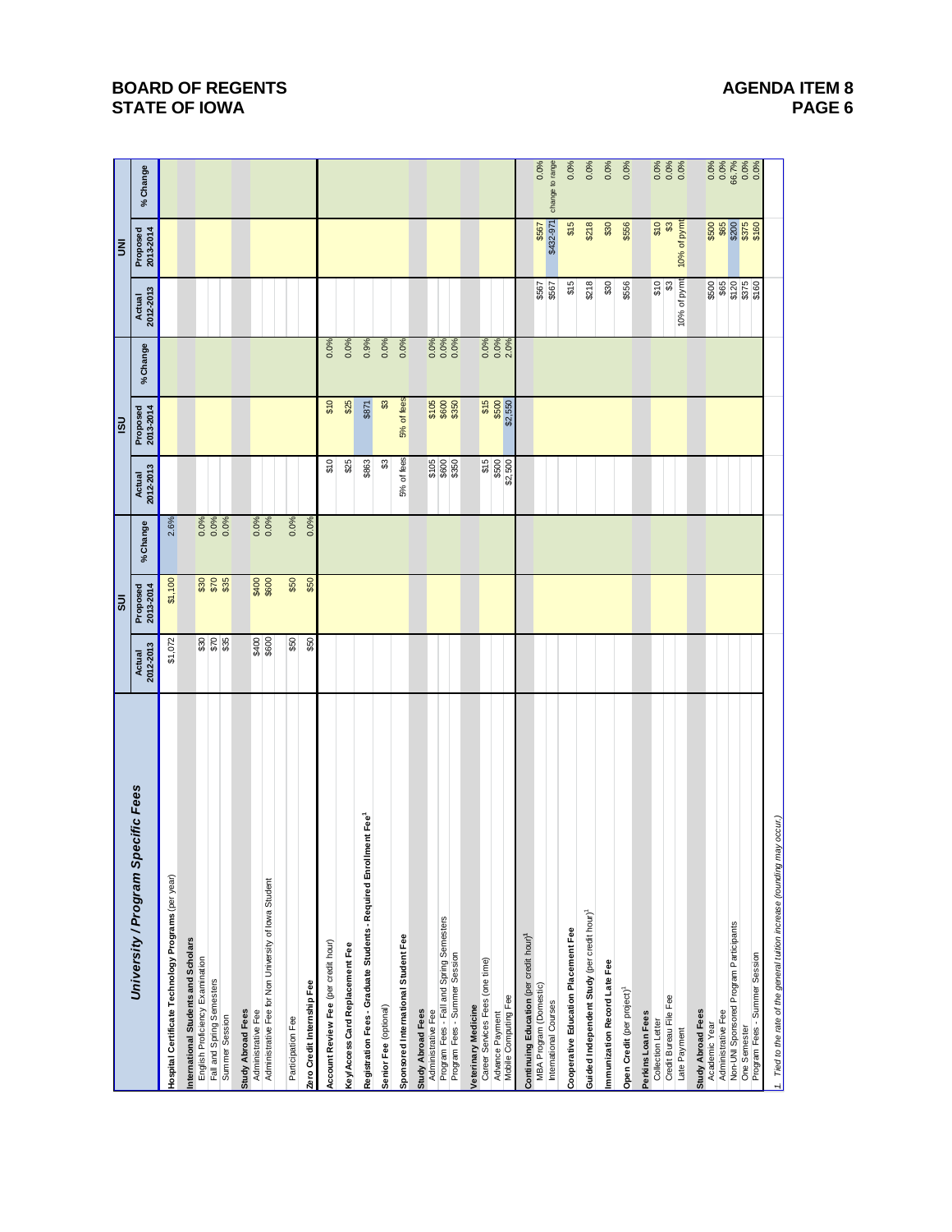BOARD OF REGENTS
STATE OF IOWA

AGENDA ITEM 8
PAGE 6

| University / Program Specific Fees | SUI Actual 2012-2013 | SUI Proposed 2013-2014 | SUI % Change | ISU Actual 2012-2013 | ISU Proposed 2013-2014 | ISU % Change | UNI Actual 2012-2013 | UNI Proposed 2013-2014 | UNI % Change |
|---|---|---|---|---|---|---|---|---|---|
| **Hospital Certificate Technology Programs** (per year) | $1,072 | $1,100 | 2.6% | | | | | | |
| **International Students and Scholars** | | | | | | | | | |
| English Proficiency Examination | $30 | $30 | 0.0% | | | | | | |
| Fall and Spring Semesters | $70 | $70 | 0.0% | | | | | | |
| Summer Session | $35 | $35 | 0.0% | | | | | | |
| **Study Abroad Fees** | | | | | | | | | |
| Administrative Fee | $400 | $400 | 0.0% | | | | | | |
| Administrative Fee for Non University of Iowa Student | $600 | $600 | 0.0% | | | | | | |
| Participation Fee | $50 | $50 | 0.0% | | | | | | |
| **Zero Credit Internship Fee** | $50 | $50 | 0.0% | | | | | | |
| **Account Review Fee** (per credit hour) | | | | $10 | $10 | 0.0% | | | |
| **Key/Access Card Replacement Fee** | | | | $25 | $25 | 0.0% | | | |
| **Registration Fees - Graduate Students - Required Enrollment Fee**[1] | | | | $863 | $871 | 0.9% | | | |
| **Senior Fee** (optional) | | | | $3 | $3 | 0.0% | | | |
| **Sponsored International Student Fee** | | | | 5% of fees | 5% of fees | 0.0% | | | |
| **Study Abroad Fees** | | | | | | | | | |
| Administrative Fee | | | | $105 | $105 | 0.0% | | | |
| Program Fees - Fall and Spring Semesters | | | | $600 | $600 | 0.0% | | | |
| Program Fees - Summer Session | | | | $350 | $350 | 0.0% | | | |
| **Veterinary Medicine** | | | | | | | | | |
| Career Services Fees (one time) | | | | $15 | $15 | 0.0% | | | |
| Advance Payment | | | | $500 | $500 | 0.0% | | | |
| Mobile Computing Fee | | | | $2,500 | $2,550 | 2.0% | | | |
| **Continuing Education** (per credit hour)[1] | | | | | | | | | |
| MBA Program (Domestic) | | | | | | | $567 | $567 | 0.0% |
| International Courses | | | | | | | $567 | $432-971 | change to range |
| **Cooperative Education Placement Fee** | | | | | | | $15 | $15 | 0.0% |
| **Guided Independent Study** (per credit hour)[1] | | | | | | | $218 | $218 | 0.0% |
| **Immunization Record Late Fee** | | | | | | | $30 | $30 | 0.0% |
| **Open Credit** (per project)[1] | | | | | | | $556 | $556 | 0.0% |
| **Perkins Loan Fees** | | | | | | | | | |
| Collection Letter | | | | | | | $10 | $10 | 0.0% |
| Credit Bureau File Fee | | | | | | | $3 | $3 | 0.0% |
| Late Payment | | | | | | | 10% of pymt | 10% of pymt | 0.0% |
| **Study Abroad Fees** | | | | | | | | | |
| Academic Year | | | | | | | $500 | $500 | 0.0% |
| Administrative Fee | | | | | | | $65 | $65 | 0.0% |
| Non-UNI Sponsored Program Participants | | | | | | | $120 | $200 | 66.7% |
| One Semester | | | | | | | $375 | $375 | 0.0% |
| Program Fees - Summer Session | | | | | | | $160 | $160 | 0.0% |

*1. Tied to the rate of the general tuition increase (rounding may occur.)*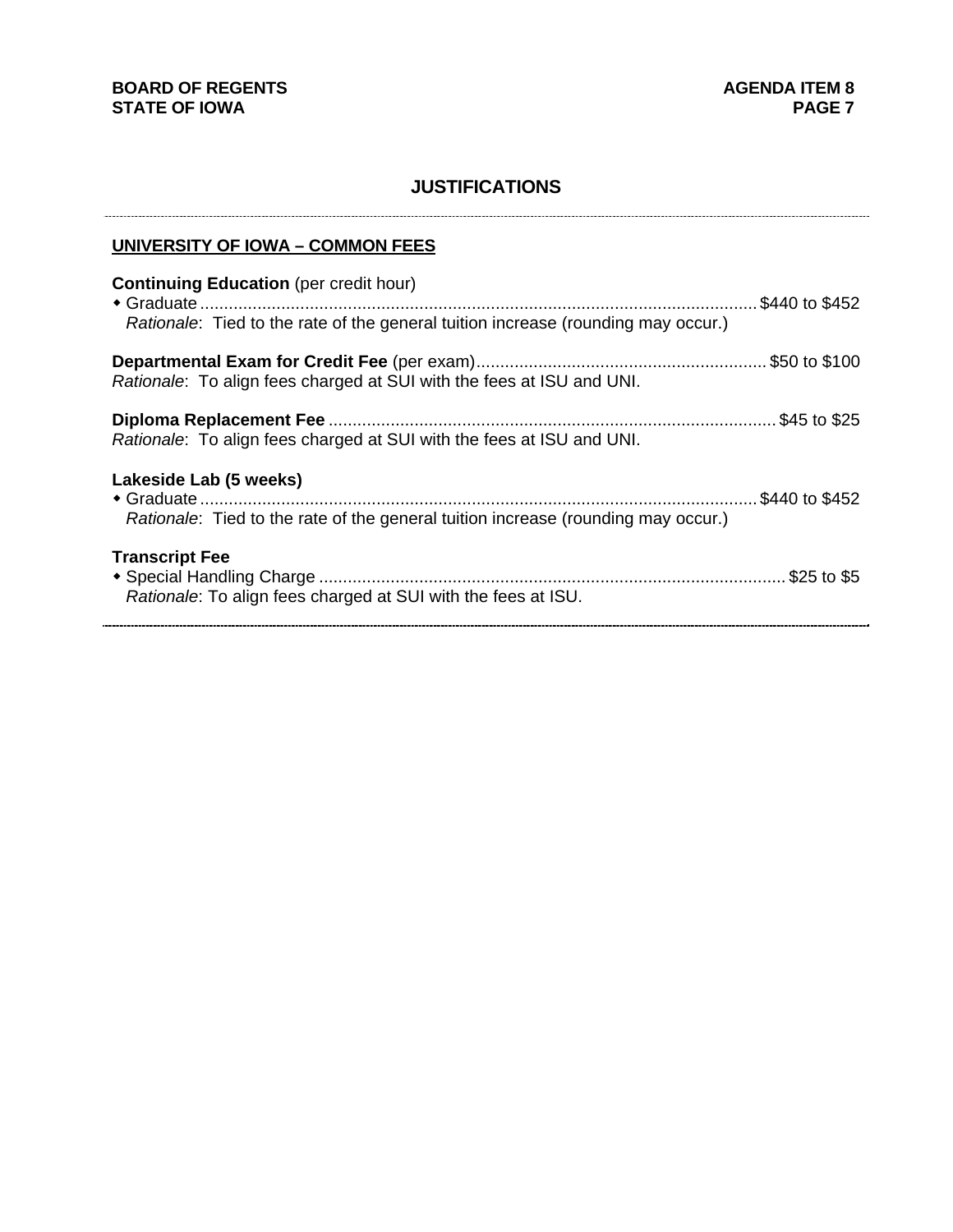## JUSTIFICATIONS

---

**UNIVERSITY OF IOWA – COMMON FEES**

**Continuing Education** (per credit hour)

- Graduate .......... $440 to $452

  *Rationale*: Tied to the rate of the general tuition increase (rounding may occur.)

**Departmental Exam for Credit Fee** (per exam) .......... $50 to $100

*Rationale*: To align fees charged at SUI with the fees at ISU and UNI.

**Diploma Replacement Fee** .......... $45 to $25

*Rationale*: To align fees charged at SUI with the fees at ISU and UNI.

**Lakeside Lab (5 weeks)**

- Graduate .......... $440 to $452

  *Rationale*: Tied to the rate of the general tuition increase (rounding may occur.)

**Transcript Fee**

- Special Handling Charge .......... $25 to $5

  *Rationale*: To align fees charged at SUI with the fees at ISU.

---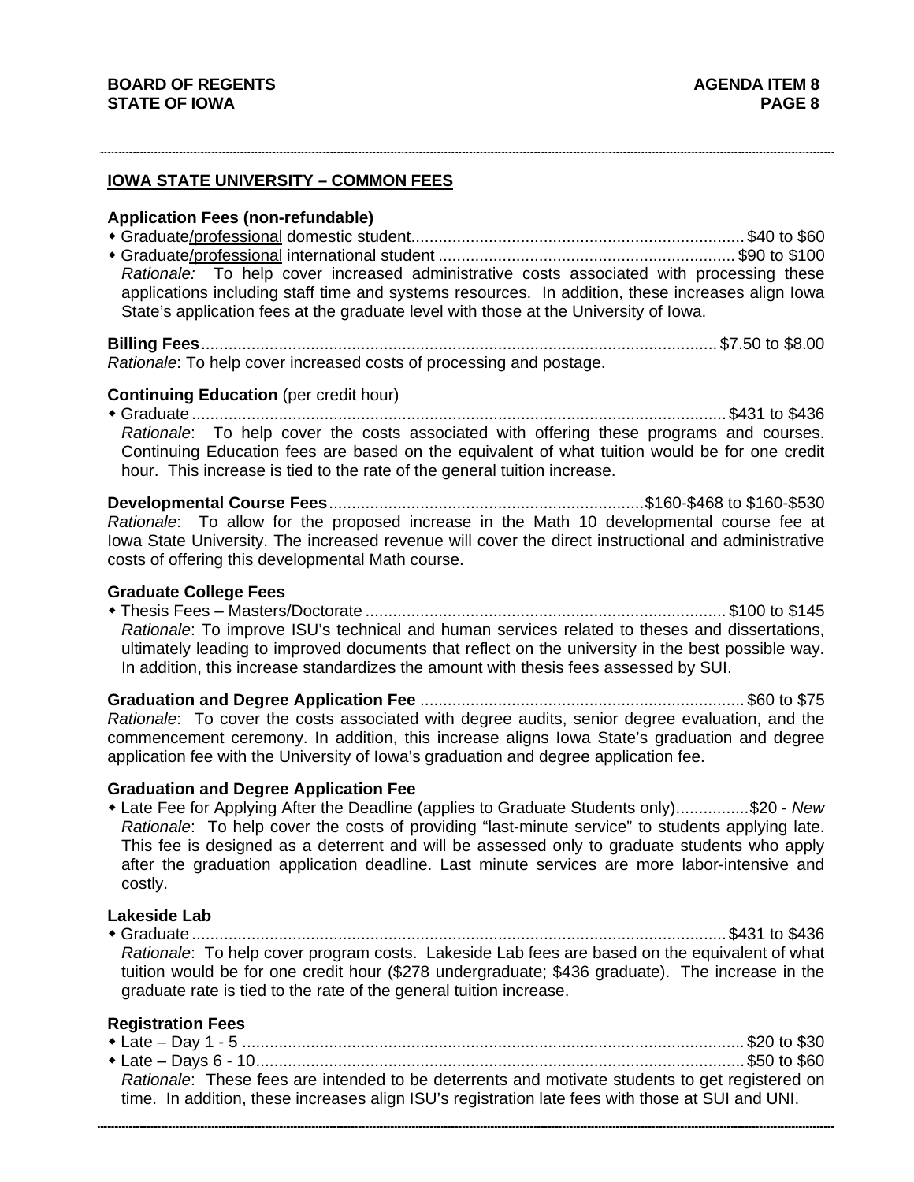## IOWA STATE UNIVERSITY – COMMON FEES

**Application Fees (non-refundable)**

- Graduate/professional domestic student........................................................................ $40 to $60
- Graduate/professional international student ................................................................ $90 to $100

  *Rationale:* To help cover increased administrative costs associated with processing these applications including staff time and systems resources. In addition, these increases align Iowa State's application fees at the graduate level with those at the University of Iowa.

**Billing Fees**............................................................................................................... $7.50 to $8.00
*Rationale*: To help cover increased costs of processing and postage.

**Continuing Education** (per credit hour)

- Graduate .................................................................................................................... $431 to $436

  *Rationale*: To help cover the costs associated with offering these programs and courses. Continuing Education fees are based on the equivalent of what tuition would be for one credit hour. This increase is tied to the rate of the general tuition increase.

**Developmental Course Fees**.....................................................................$160-$468 to $160-$530
*Rationale*: To allow for the proposed increase in the Math 10 developmental course fee at Iowa State University. The increased revenue will cover the direct instructional and administrative costs of offering this developmental Math course.

**Graduate College Fees**

- Thesis Fees – Masters/Doctorate .............................................................................. $100 to $145

  *Rationale*: To improve ISU's technical and human services related to theses and dissertations, ultimately leading to improved documents that reflect on the university in the best possible way. In addition, this increase standardizes the amount with thesis fees assessed by SUI.

**Graduation and Degree Application Fee** ....................................................................... $60 to $75
*Rationale*: To cover the costs associated with degree audits, senior degree evaluation, and the commencement ceremony. In addition, this increase aligns Iowa State's graduation and degree application fee with the University of Iowa's graduation and degree application fee.

**Graduation and Degree Application Fee**

- Late Fee for Applying After the Deadline (applies to Graduate Students only)................$20 - *New*

  *Rationale*: To help cover the costs of providing "last-minute service" to students applying late. This fee is designed as a deterrent and will be assessed only to graduate students who apply after the graduation application deadline. Last minute services are more labor-intensive and costly.

**Lakeside Lab**

- Graduate .................................................................................................................... $431 to $436

  *Rationale*: To help cover program costs. Lakeside Lab fees are based on the equivalent of what tuition would be for one credit hour ($278 undergraduate; $436 graduate). The increase in the graduate rate is tied to the rate of the general tuition increase.

**Registration Fees**

- Late – Day 1 - 5 ............................................................................................................ $20 to $30
- Late – Days 6 - 10.......................................................................................................... $50 to $60

  *Rationale*: These fees are intended to be deterrents and motivate students to get registered on time. In addition, these increases align ISU's registration late fees with those at SUI and UNI.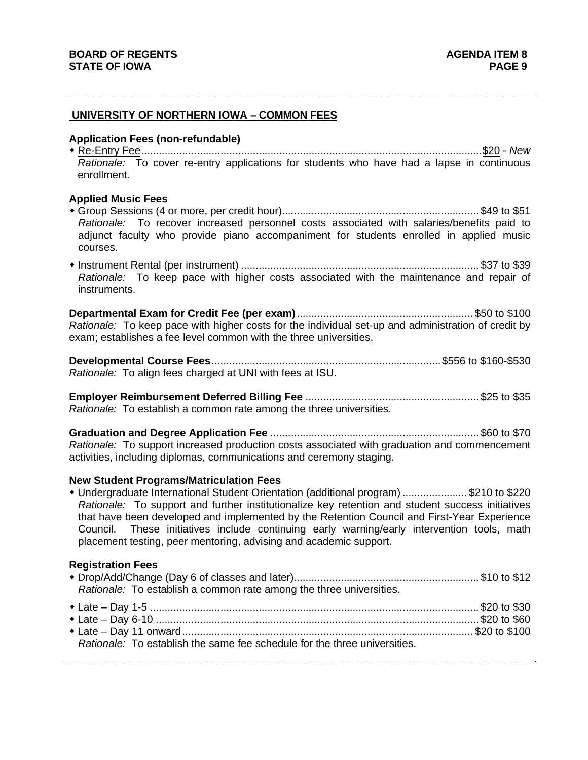## UNIVERSITY OF NORTHERN IOWA – COMMON FEES

**Application Fees (non-refundable)**

- Re-Entry Fee....................................................................................................................$20 - *New*
  *Rationale:* To cover re-entry applications for students who have had a lapse in continuous enrollment.

**Applied Music Fees**

- Group Sessions (4 or more, per credit hour).................................................................. $49 to $51
  *Rationale:* To recover increased personnel costs associated with salaries/benefits paid to adjunct faculty who provide piano accompaniment for students enrolled in applied music courses.

- Instrument Rental (per instrument) ................................................................................ $37 to $39
  *Rationale:* To keep pace with higher costs associated with the maintenance and repair of instruments.

**Departmental Exam for Credit Fee (per exam)**........................................................... $50 to $100
*Rationale:* To keep pace with higher costs for the individual set-up and administration of credit by exam; establishes a fee level common with the three universities.

**Developmental Course Fees**............................................................................$556 to $160-$530
*Rationale:* To align fees charged at UNI with fees at ISU.

**Employer Reimbursement Deferred Billing Fee** .......................................................... $25 to $35
*Rationale:* To establish a common rate among the three universities.

**Graduation and Degree Application Fee** ...................................................................... $60 to $70
*Rationale:* To support increased production costs associated with graduation and commencement activities, including diplomas, communications and ceremony staging.

**New Student Programs/Matriculation Fees**

- Undergraduate International Student Orientation (additional program) ...................... $210 to $220
  *Rationale:* To support and further institutionalize key retention and student success initiatives that have been developed and implemented by the Retention Council and First-Year Experience Council. These initiatives include continuing early warning/early intervention tools, math placement testing, peer mentoring, advising and academic support.

**Registration Fees**

- Drop/Add/Change (Day 6 of classes and later).............................................................. $10 to $12
  *Rationale:* To establish a common rate among the three universities.

- Late – Day 1-5 ................................................................................................................ $20 to $30
- Late – Day 6-10 .............................................................................................................. $20 to $60
- Late – Day 11 onward.................................................................................................. $20 to $100
  *Rationale:* To establish the same fee schedule for the three universities.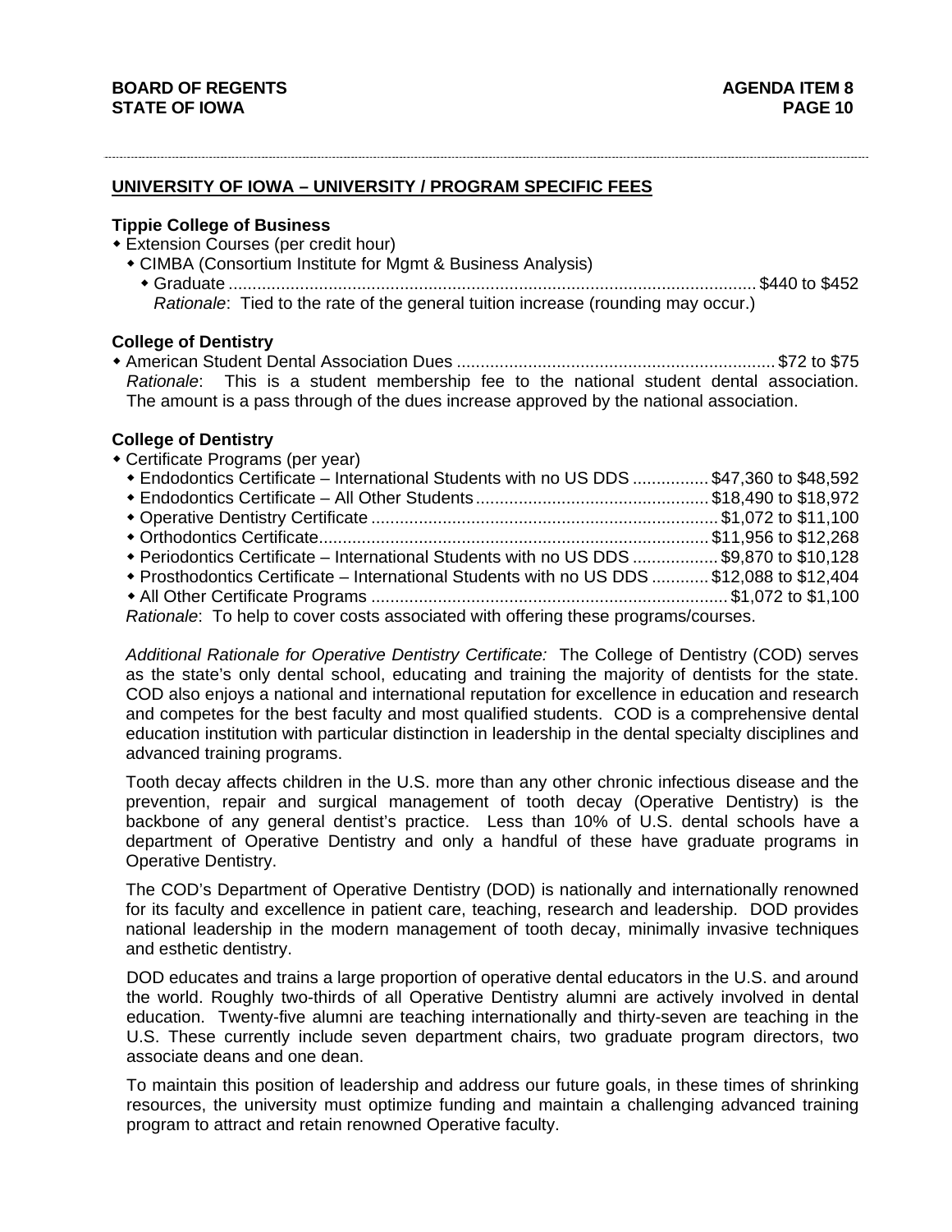## UNIVERSITY OF IOWA – UNIVERSITY / PROGRAM SPECIFIC FEES

**Tippie College of Business**

- Extension Courses (per credit hour)
  - CIMBA (Consortium Institute for Mgmt & Business Analysis)
    - Graduate ................................................................ $440 to $452

      *Rationale*: Tied to the rate of the general tuition increase (rounding may occur.)

**College of Dentistry**

- American Student Dental Association Dues ................................ $72 to $75

  *Rationale*: This is a student membership fee to the national student dental association. The amount is a pass through of the dues increase approved by the national association.

**College of Dentistry**

- Certificate Programs (per year)
  - Endodontics Certificate – International Students with no US DDS ................ $47,360 to $48,592
  - Endodontics Certificate – All Other Students ................................ $18,490 to $18,972
  - Operative Dentistry Certificate ................................ $1,072 to $11,100
  - Orthodontics Certificate ................................ $11,956 to $12,268
  - Periodontics Certificate – International Students with no US DDS ................ $9,870 to $10,128
  - Prosthodontics Certificate – International Students with no US DDS ............ $12,088 to $12,404
  - All Other Certificate Programs ................................ $1,072 to $1,100

  *Rationale*: To help to cover costs associated with offering these programs/courses.

  *Additional Rationale for Operative Dentistry Certificate:* The College of Dentistry (COD) serves as the state's only dental school, educating and training the majority of dentists for the state. COD also enjoys a national and international reputation for excellence in education and research and competes for the best faculty and most qualified students. COD is a comprehensive dental education institution with particular distinction in leadership in the dental specialty disciplines and advanced training programs.

  Tooth decay affects children in the U.S. more than any other chronic infectious disease and the prevention, repair and surgical management of tooth decay (Operative Dentistry) is the backbone of any general dentist's practice. Less than 10% of U.S. dental schools have a department of Operative Dentistry and only a handful of these have graduate programs in Operative Dentistry.

  The COD's Department of Operative Dentistry (DOD) is nationally and internationally renowned for its faculty and excellence in patient care, teaching, research and leadership. DOD provides national leadership in the modern management of tooth decay, minimally invasive techniques and esthetic dentistry.

  DOD educates and trains a large proportion of operative dental educators in the U.S. and around the world. Roughly two-thirds of all Operative Dentistry alumni are actively involved in dental education. Twenty-five alumni are teaching internationally and thirty-seven are teaching in the U.S. These currently include seven department chairs, two graduate program directors, two associate deans and one dean.

  To maintain this position of leadership and address our future goals, in these times of shrinking resources, the university must optimize funding and maintain a challenging advanced training program to attract and retain renowned Operative faculty.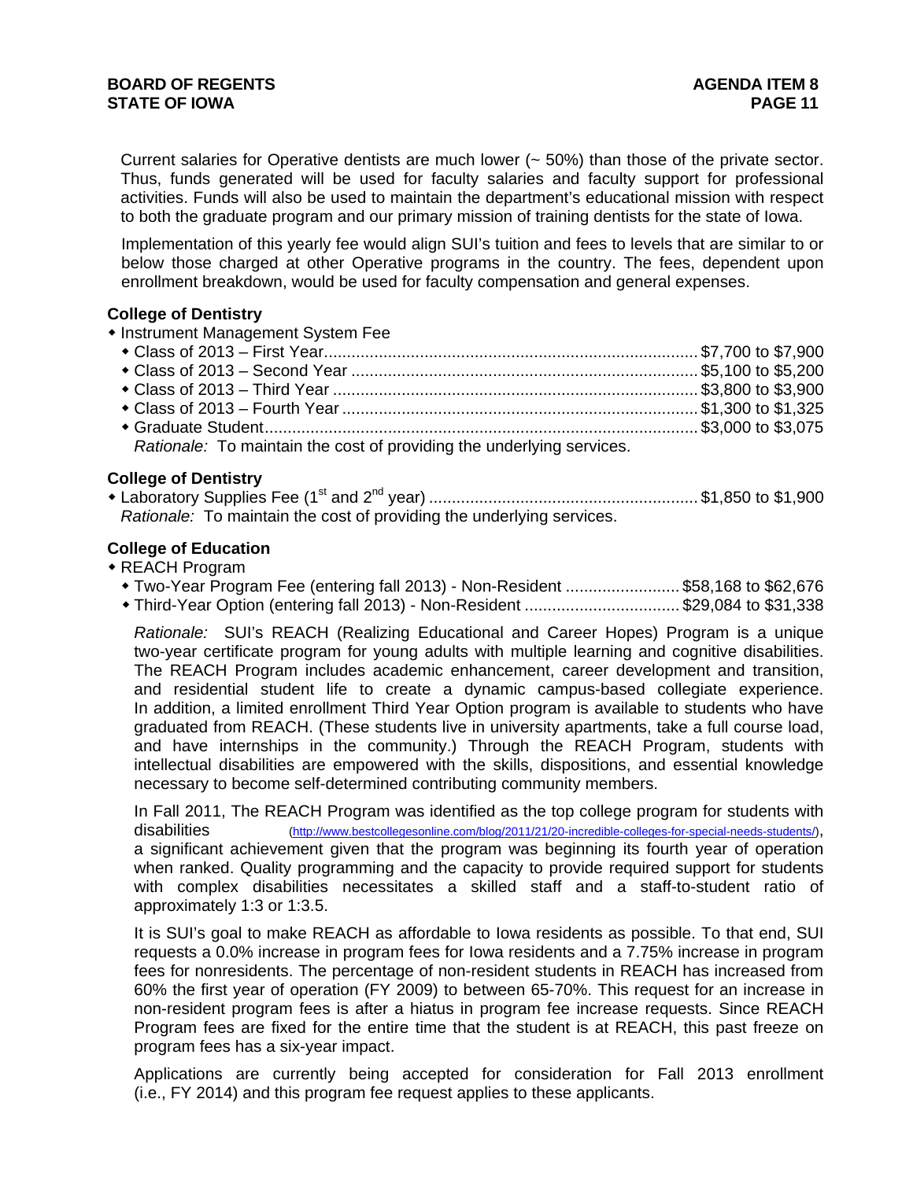Current salaries for Operative dentists are much lower (~ 50%) than those of the private sector. Thus, funds generated will be used for faculty salaries and faculty support for professional activities. Funds will also be used to maintain the department's educational mission with respect to both the graduate program and our primary mission of training dentists for the state of Iowa.

Implementation of this yearly fee would align SUI's tuition and fees to levels that are similar to or below those charged at other Operative programs in the country. The fees, dependent upon enrollment breakdown, would be used for faculty compensation and general expenses.

**College of Dentistry**

- Instrument Management System Fee
  - Class of 2013 – First Year.................................................................................$7,700 to $7,900
  - Class of 2013 – Second Year ...........................................................................$5,100 to $5,200
  - Class of 2013 – Third Year ...............................................................................$3,800 to $3,900
  - Class of 2013 – Fourth Year .............................................................................$1,300 to $1,325
  - Graduate Student.............................................................................................$3,000 to $3,075

  *Rationale:* To maintain the cost of providing the underlying services.

**College of Dentistry**

- Laboratory Supplies Fee (1st and 2nd year) ..........................................................$1,850 to $1,900

  *Rationale:* To maintain the cost of providing the underlying services.

**College of Education**

- REACH Program
  - Two-Year Program Fee (entering fall 2013) - Non-Resident .........................$58,168 to $62,676
  - Third-Year Option (entering fall 2013) - Non-Resident .................................$29,084 to $31,338

  *Rationale:* SUI's REACH (Realizing Educational and Career Hopes) Program is a unique two-year certificate program for young adults with multiple learning and cognitive disabilities. The REACH Program includes academic enhancement, career development and transition, and residential student life to create a dynamic campus-based collegiate experience. In addition, a limited enrollment Third Year Option program is available to students who have graduated from REACH. (These students live in university apartments, take a full course load, and have internships in the community.) Through the REACH Program, students with intellectual disabilities are empowered with the skills, dispositions, and essential knowledge necessary to become self-determined contributing community members.

  In Fall 2011, The REACH Program was identified as the top college program for students with disabilities (http://www.bestcollegesonline.com/blog/2011/21/20-incredible-colleges-for-special-needs-students/), a significant achievement given that the program was beginning its fourth year of operation when ranked. Quality programming and the capacity to provide required support for students with complex disabilities necessitates a skilled staff and a staff-to-student ratio of approximately 1:3 or 1:3.5.

  It is SUI's goal to make REACH as affordable to Iowa residents as possible. To that end, SUI requests a 0.0% increase in program fees for Iowa residents and a 7.75% increase in program fees for nonresidents. The percentage of non-resident students in REACH has increased from 60% the first year of operation (FY 2009) to between 65-70%. This request for an increase in non-resident program fees is after a hiatus in program fee increase requests. Since REACH Program fees are fixed for the entire time that the student is at REACH, this past freeze on program fees has a six-year impact.

  Applications are currently being accepted for consideration for Fall 2013 enrollment (i.e., FY 2014) and this program fee request applies to these applicants.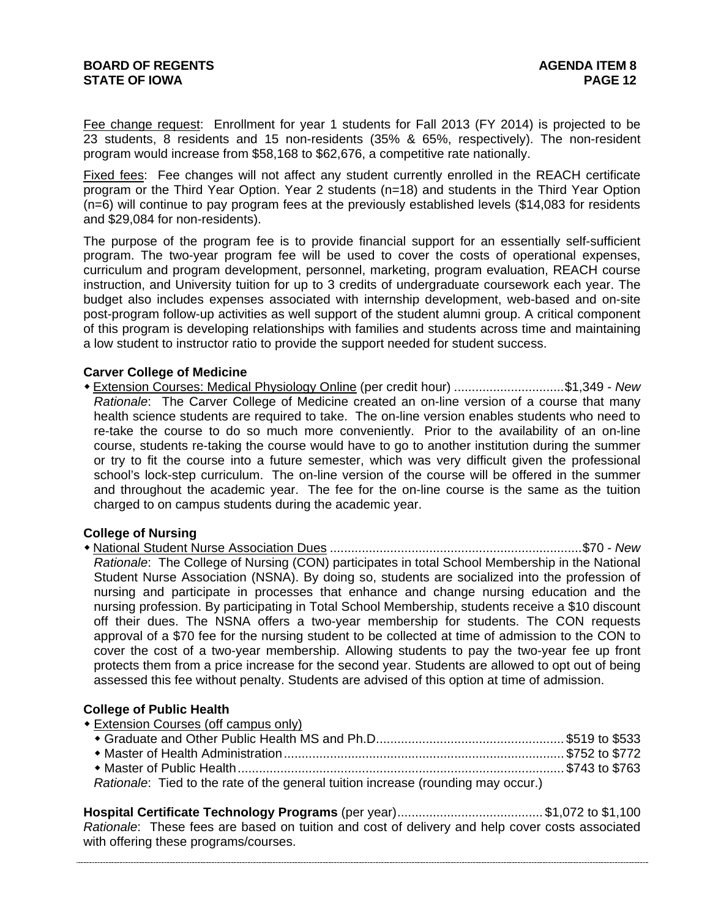Fee change request: Enrollment for year 1 students for Fall 2013 (FY 2014) is projected to be 23 students, 8 residents and 15 non-residents (35% & 65%, respectively). The non-resident program would increase from $58,168 to $62,676, a competitive rate nationally.

Fixed fees: Fee changes will not affect any student currently enrolled in the REACH certificate program or the Third Year Option. Year 2 students (n=18) and students in the Third Year Option (n=6) will continue to pay program fees at the previously established levels ($14,083 for residents and $29,084 for non-residents).

The purpose of the program fee is to provide financial support for an essentially self-sufficient program. The two-year program fee will be used to cover the costs of operational expenses, curriculum and program development, personnel, marketing, program evaluation, REACH course instruction, and University tuition for up to 3 credits of undergraduate coursework each year. The budget also includes expenses associated with internship development, web-based and on-site post-program follow-up activities as well support of the student alumni group. A critical component of this program is developing relationships with families and students across time and maintaining a low student to instructor ratio to provide the support needed for student success.

**Carver College of Medicine**

- Extension Courses: Medical Physiology Online (per credit hour) .............................. $1,349 - *New*
  *Rationale*: The Carver College of Medicine created an on-line version of a course that many health science students are required to take. The on-line version enables students who need to re-take the course to do so much more conveniently. Prior to the availability of an on-line course, students re-taking the course would have to go to another institution during the summer or try to fit the course into a future semester, which was very difficult given the professional school's lock-step curriculum. The on-line version of the course will be offered in the summer and throughout the academic year. The fee for the on-line course is the same as the tuition charged to on campus students during the academic year.

**College of Nursing**

- National Student Nurse Association Dues ...................................................................... $70 - *New*
  *Rationale*: The College of Nursing (CON) participates in total School Membership in the National Student Nurse Association (NSNA). By doing so, students are socialized into the profession of nursing and participate in processes that enhance and change nursing education and the nursing profession. By participating in Total School Membership, students receive a $10 discount off their dues. The NSNA offers a two-year membership for students. The CON requests approval of a $70 fee for the nursing student to be collected at time of admission to the CON to cover the cost of a two-year membership. Allowing students to pay the two-year fee up front protects them from a price increase for the second year. Students are allowed to opt out of being assessed this fee without penalty. Students are advised of this option at time of admission.

**College of Public Health**

- Extension Courses (off campus only)
  - Graduate and Other Public Health MS and Ph.D. .................................................... $519 to $533
  - Master of Health Administration ............................................................................. $752 to $772
  - Master of Public Health ........................................................................................... $743 to $763

  *Rationale*: Tied to the rate of the general tuition increase (rounding may occur.)

**Hospital Certificate Technology Programs** (per year) ......................................... $1,072 to $1,100
*Rationale*: These fees are based on tuition and cost of delivery and help cover costs associated with offering these programs/courses.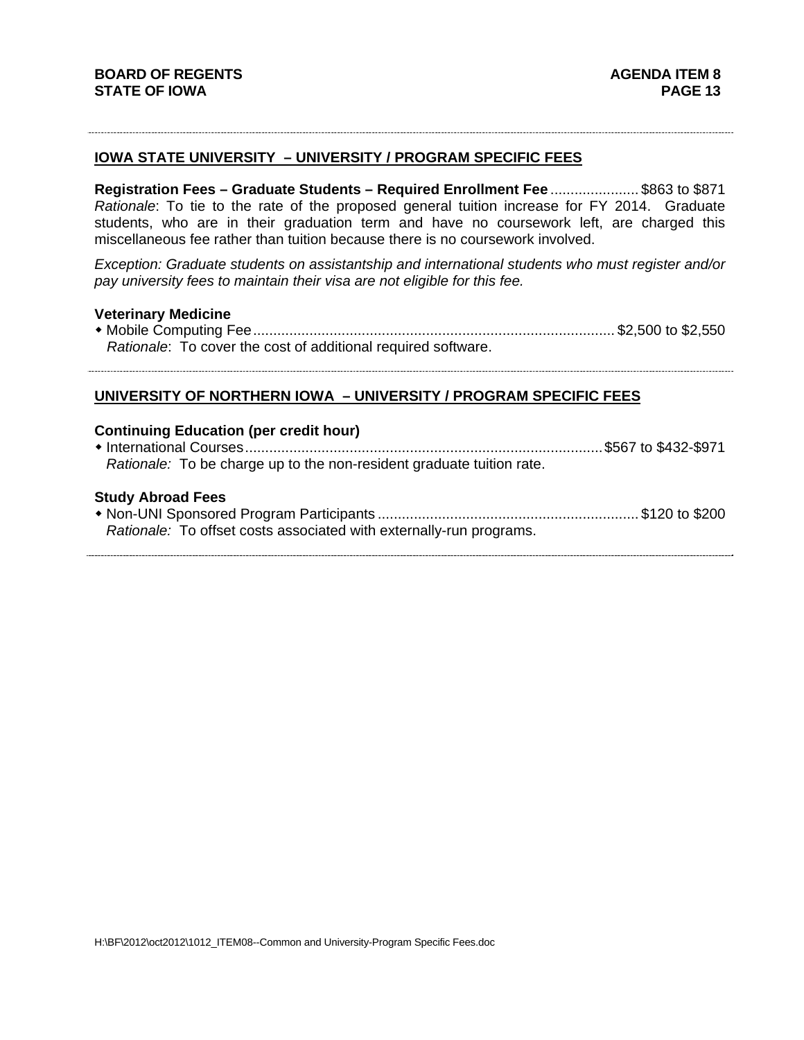## IOWA STATE UNIVERSITY – UNIVERSITY / PROGRAM SPECIFIC FEES

**Registration Fees – Graduate Students – Required Enrollment Fee** ...................... $863 to $871
*Rationale*: To tie to the rate of the proposed general tuition increase for FY 2014. Graduate students, who are in their graduation term and have no coursework left, are charged this miscellaneous fee rather than tuition because there is no coursework involved.

*Exception: Graduate students on assistantship and international students who must register and/or pay university fees to maintain their visa are not eligible for this fee.*

**Veterinary Medicine**

- Mobile Computing Fee......................................................................................... $2,500 to $2,550
  *Rationale*: To cover the cost of additional required software.

## UNIVERSITY OF NORTHERN IOWA – UNIVERSITY / PROGRAM SPECIFIC FEES

**Continuing Education (per credit hour)**

- International Courses......................................................................................... $567 to $432-$971
  *Rationale:* To be charge up to the non-resident graduate tuition rate.

**Study Abroad Fees**

- Non-UNI Sponsored Program Participants ................................................................ $120 to $200
  *Rationale:* To offset costs associated with externally-run programs.

H:\BF\2012\oct2012\1012_ITEM08--Common and University-Program Specific Fees.doc